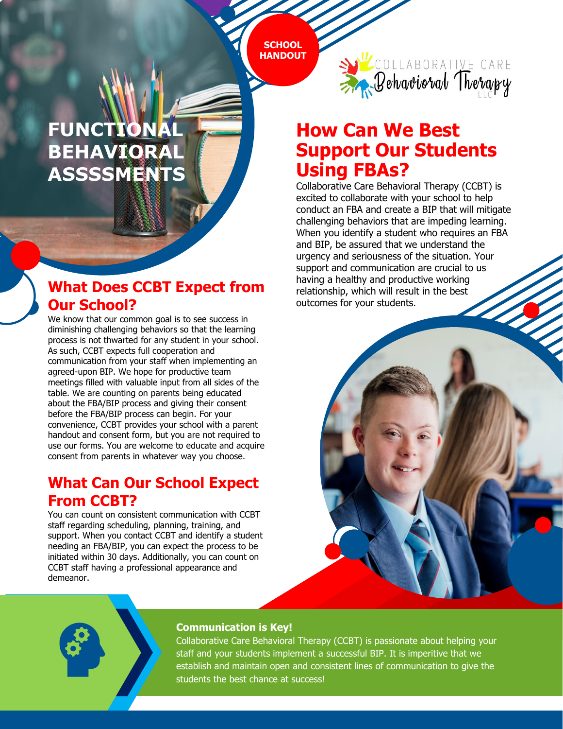SCHOOL HANDOUT

COLLABORATIVE CARE Behavioral Therapy LLC

# FUNCTIONAL BEHAVIORAL ASSSSMENTS

## What Does CCBT Expect from Our School?

We know that our common goal is to see success in diminishing challenging behaviors so that the learning process is not thwarted for any student in your school. As such, CCBT expects full cooperation and communication from your staff when implementing an agreed-upon BIP. We hope for productive team meetings filled with valuable input from all sides of the table. We are counting on parents being educated about the FBA/BIP process and giving their consent before the FBA/BIP process can begin. For your convenience, CCBT provides your school with a parent handout and consent form, but you are not required to use our forms. You are welcome to educate and acquire consent from parents in whatever way you choose.

## What Can Our School Expect From CCBT?

You can count on consistent communication with CCBT staff regarding scheduling, planning, training, and support. When you contact CCBT and identify a student needing an FBA/BIP, you can expect the process to be initiated within 30 days. Additionally, you can count on CCBT staff having a professional appearance and demeanor.

## How Can We Best Support Our Students Using FBAs?

Collaborative Care Behavioral Therapy (CCBT) is excited to collaborate with your school to help conduct an FBA and create a BIP that will mitigate challenging behaviors that are impeding learning. When you identify a student who requires an FBA and BIP, be assured that we understand the urgency and seriousness of the situation. Your support and communication are crucial to us having a healthy and productive working relationship, which will result in the best outcomes for your students.

### Communication is Key!

Collaborative Care Behavioral Therapy (CCBT) is passionate about helping your staff and your students implement a successful BIP. It is imperitive that we establish and maintain open and consistent lines of communication to give the students the best chance at success!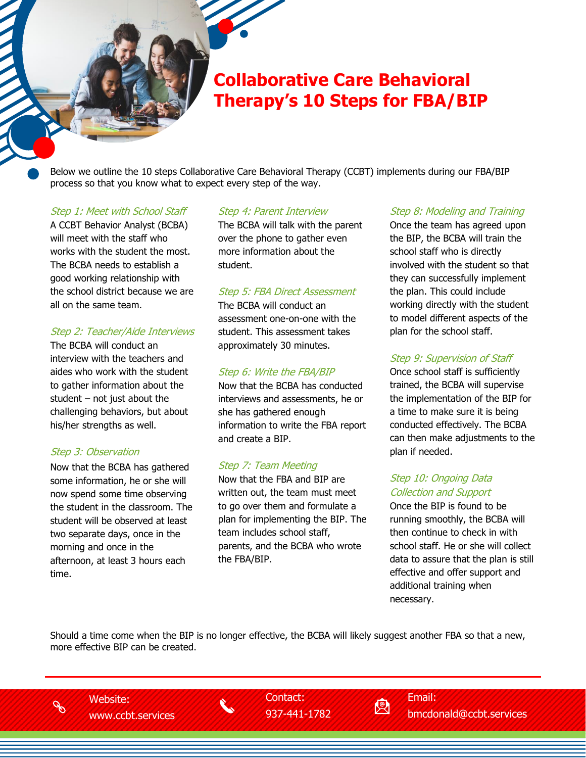# Collaborative Care Behavioral Therapy's 10 Steps for FBA/BIP

Below we outline the 10 steps Collaborative Care Behavioral Therapy (CCBT) implements during our FBA/BIP process so that you know what to expect every step of the way.

### *Step 1: Meet with School Staff*

A CCBT Behavior Analyst (BCBA) will meet with the staff who works with the student the most. The BCBA needs to establish a good working relationship with the school district because we are all on the same team.

### *Step 2: Teacher/Aide Interviews*

The BCBA will conduct an interview with the teachers and aides who work with the student to gather information about the student – not just about the challenging behaviors, but about his/her strengths as well.

### *Step 3: Observation*

Now that the BCBA has gathered some information, he or she will now spend some time observing the student in the classroom. The student will be observed at least two separate days, once in the morning and once in the afternoon, at least 3 hours each time.

### *Step 4: Parent Interview*

The BCBA will talk with the parent over the phone to gather even more information about the student.

### *Step 5: FBA Direct Assessment*

The BCBA will conduct an assessment one-on-one with the student. This assessment takes approximately 30 minutes.

### *Step 6: Write the FBA/BIP*

Now that the BCBA has conducted interviews and assessments, he or she has gathered enough information to write the FBA report and create a BIP.

### *Step 7: Team Meeting*

Now that the FBA and BIP are written out, the team must meet to go over them and formulate a plan for implementing the BIP. The team includes school staff, parents, and the BCBA who wrote the FBA/BIP.

### *Step 8: Modeling and Training*

Once the team has agreed upon the BIP, the BCBA will train the school staff who is directly involved with the student so that they can successfully implement the plan. This could include working directly with the student to model different aspects of the plan for the school staff.

### *Step 9: Supervision of Staff*

Once school staff is sufficiently trained, the BCBA will supervise the implementation of the BIP for a time to make sure it is being conducted effectively. The BCBA can then make adjustments to the plan if needed.

### *Step 10: Ongoing Data Collection and Support*

Once the BIP is found to be running smoothly, the BCBA will then continue to check in with school staff. He or she will collect data to assure that the plan is still effective and offer support and additional training when necessary.

Should a time come when the BIP is no longer effective, the BCBA will likely suggest another FBA so that a new, more effective BIP can be created.

Website: www.ccbt.services

Contact: 937-441-1782

Email: bmcdonald@ccbt.services